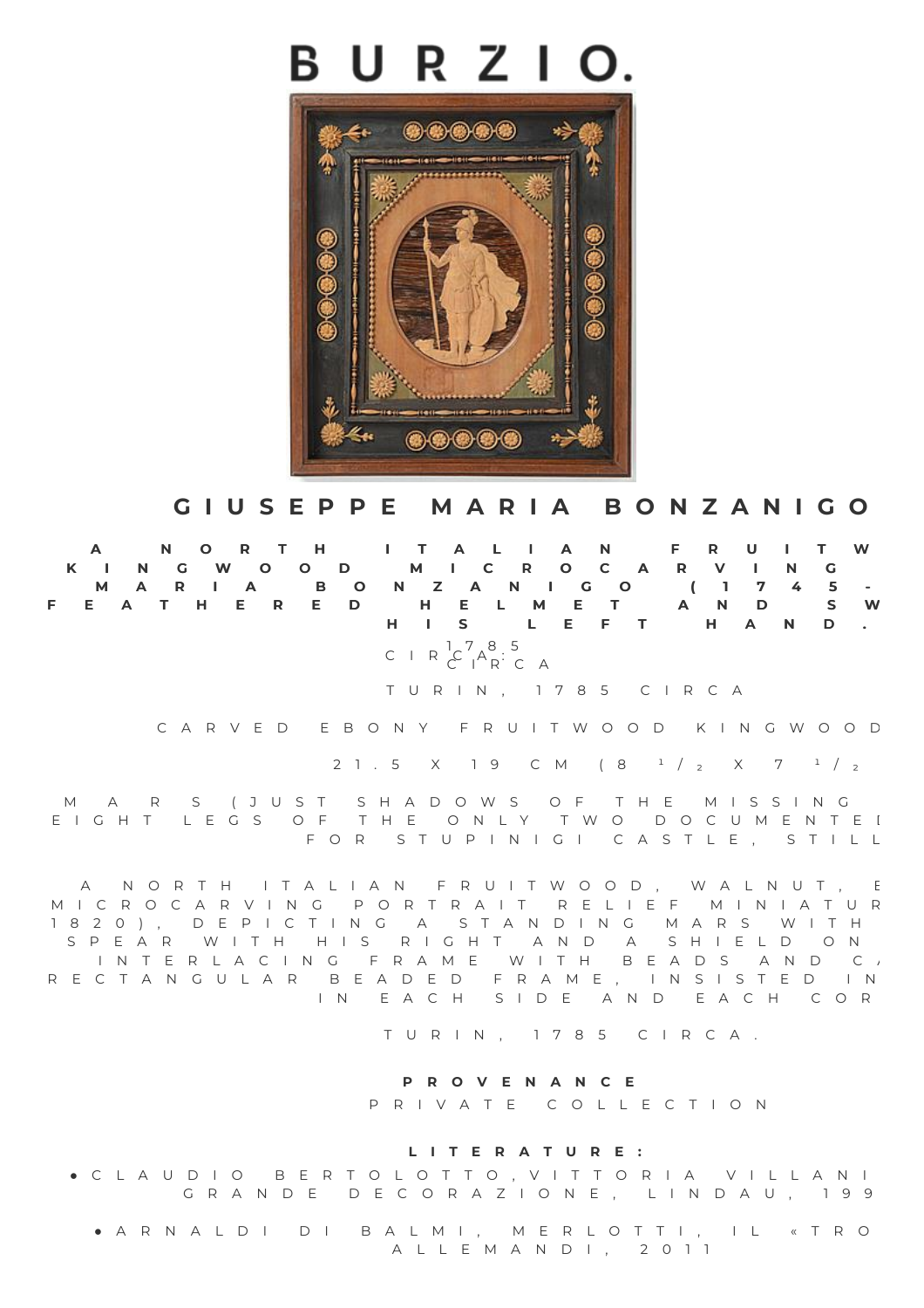# BURZIO.

## GIUSEPPE MARIA BONZANIGO

**A NORTH ITALIAN FRUITW KINGWOOD MICROCARVING MARIA BONZANIGO (1745- FEATHERED HELMET AND SW HIS LEFT HAND.**

CIRCA: 1785 CIRCA

TURIN, 1785 CIRCA

CARVED EBONY FRUITWOOD KINGWOOD

21.5 X 19 CM (8 1/2 X 7 1/2

MARS (JUST SHADOWS OF THE MISSING EIGHT LEGS OF THE ONLY TWO DOCUMENTED FOR STUPINIGI CASTLE, STILL

A NORTH ITALIAN FRUITWOOD, WALNUT, E MICROCARVING PORTRAIT RELIEF MINIATUR 1820), DEPICTING A STANDING MARS WITH SPEAR WITH HIS RIGHT AND A SHIELD ON INTERLACING FRAME WITH BEADS AND C RECTANGULAR BEADED FRAME, INSISTED IN IN EACH SIDE AND EACH COR

TURIN, 1785 CIRCA.

**PROVENANCE**

PRIVATE COLLECTION

**LITERATURE:**

- CLAUDIO BERTOLOTTO, VITTORIA VILLANI GRANDE DECORAZIONE, LINDAU, 199
- ARNALDI DI BALMI, MERLOTTI, IL «TRO ALLEMANDI, 2011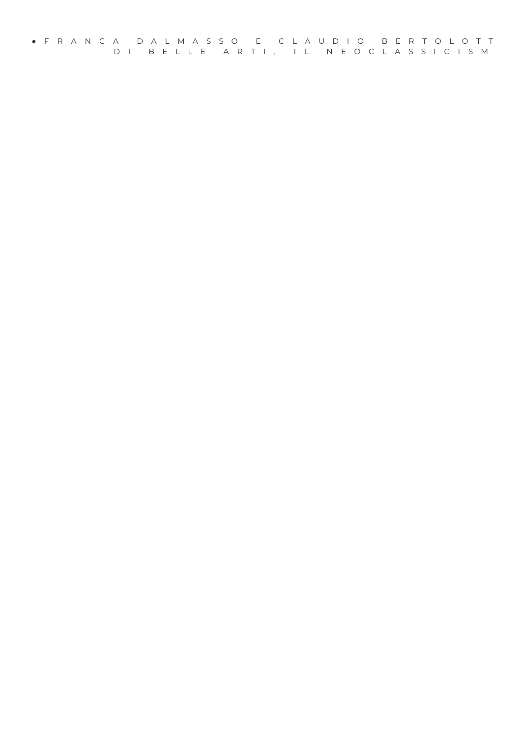- FRANCA DALMASSO E CLAUDIO BERTOLOTT DI BELLE ARTI, IL NEOCLASSICISM